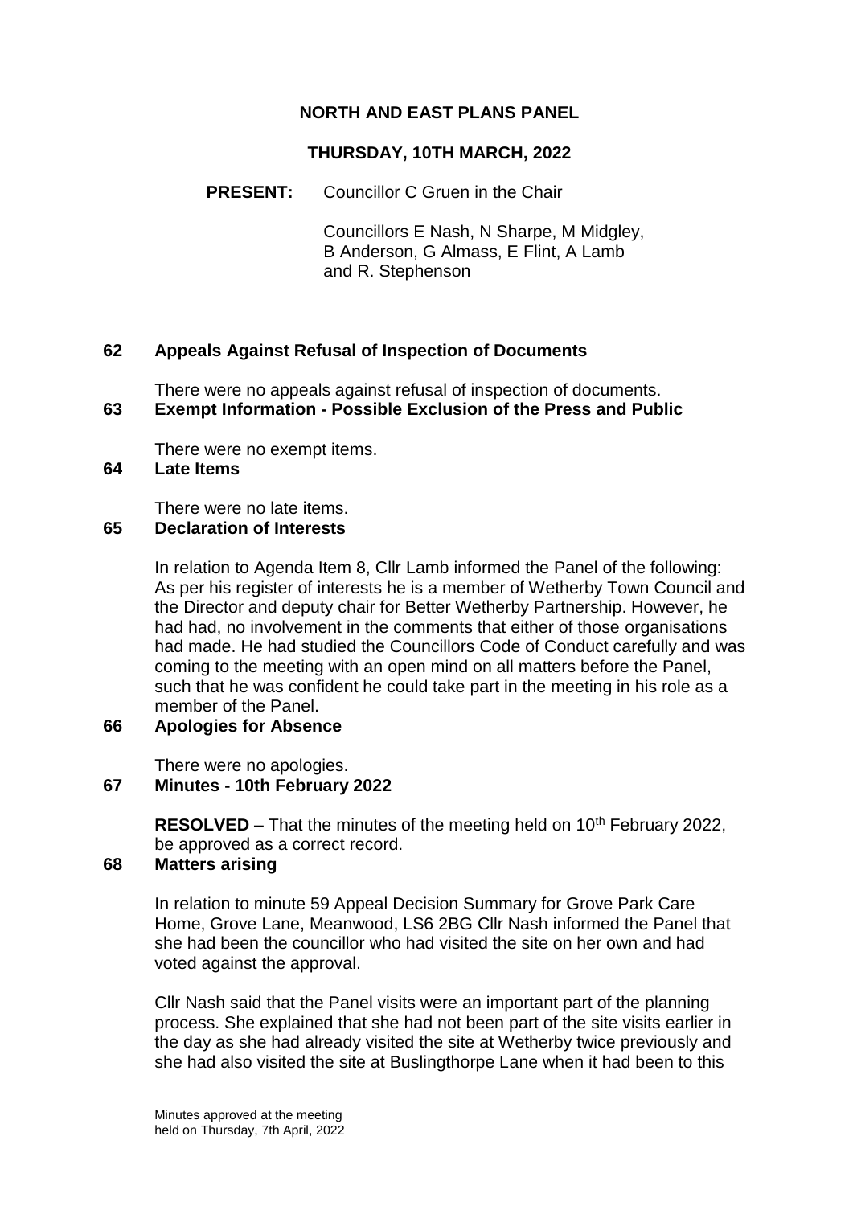# NORTH AND EAST PLANS PANEL

## THURSDAY, 10TH MARCH, 2022

**PRESENT:** Councillor C Gruen in the Chair

Councillors E Nash, N Sharpe, M Midgley, B Anderson, G Almass, E Flint, A Lamb and R. Stephenson

### 62 Appeals Against Refusal of Inspection of Documents

There were no appeals against refusal of inspection of documents.

### 63 Exempt Information - Possible Exclusion of the Press and Public

There were no exempt items.

### 64 Late Items

There were no late items.

### 65 Declaration of Interests

In relation to Agenda Item 8, Cllr Lamb informed the Panel of the following: As per his register of interests he is a member of Wetherby Town Council and the Director and deputy chair for Better Wetherby Partnership. However, he had had, no involvement in the comments that either of those organisations had made. He had studied the Councillors Code of Conduct carefully and was coming to the meeting with an open mind on all matters before the Panel, such that he was confident he could take part in the meeting in his role as a member of the Panel.

### 66 Apologies for Absence

There were no apologies.

### 67 Minutes - 10th February 2022

**RESOLVED** – That the minutes of the meeting held on 10th February 2022, be approved as a correct record.

### 68 Matters arising

In relation to minute 59 Appeal Decision Summary for Grove Park Care Home, Grove Lane, Meanwood, LS6 2BG Cllr Nash informed the Panel that she had been the councillor who had visited the site on her own and had voted against the approval.

Cllr Nash said that the Panel visits were an important part of the planning process. She explained that she had not been part of the site visits earlier in the day as she had already visited the site at Wetherby twice previously and she had also visited the site at Buslingthorpe Lane when it had been to this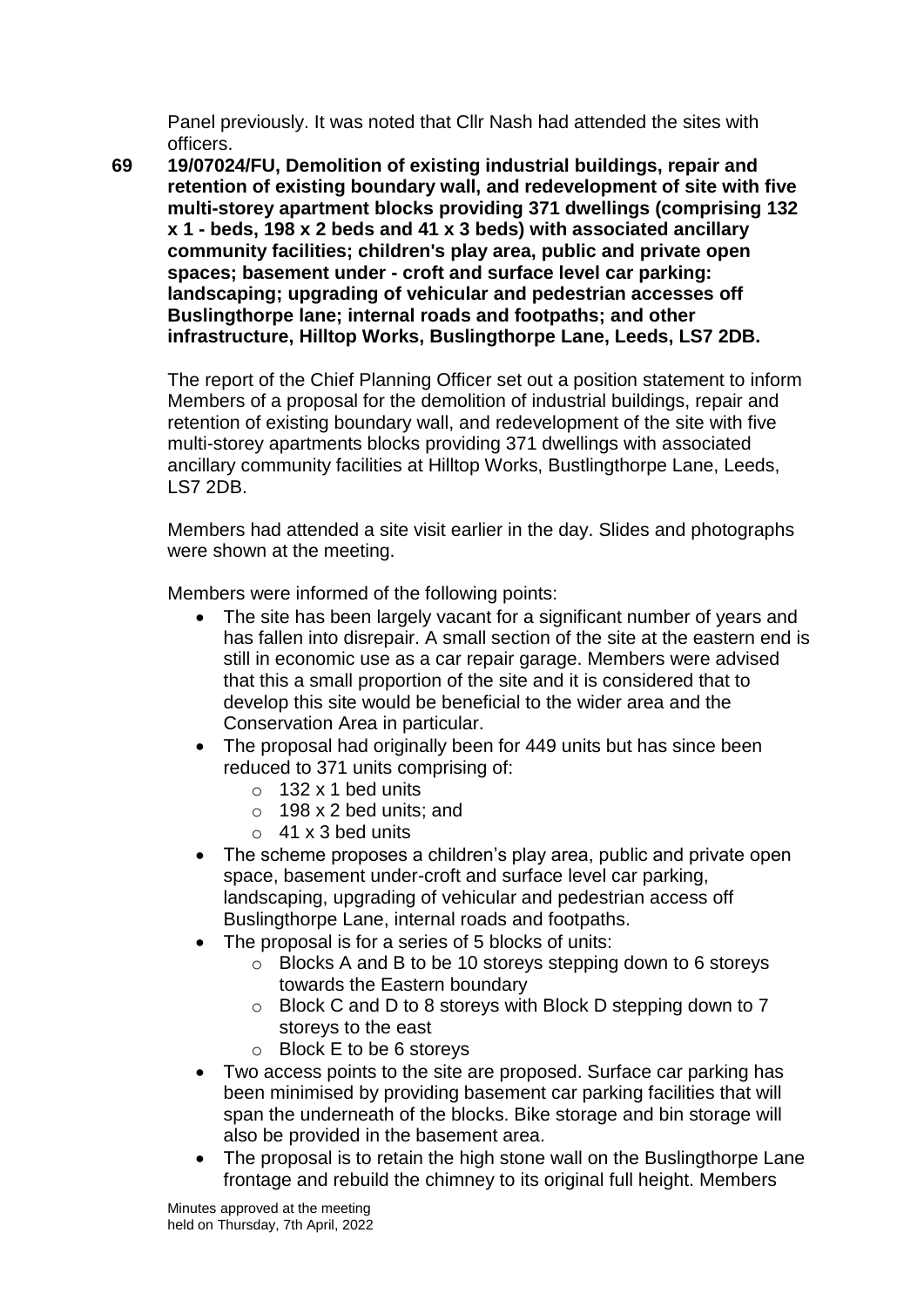Panel previously. It was noted that Cllr Nash had attended the sites with officers.

**69 19/07024/FU, Demolition of existing industrial buildings, repair and retention of existing boundary wall, and redevelopment of site with five multi-storey apartment blocks providing 371 dwellings (comprising 132 x 1 - beds, 198 x 2 beds and 41 x 3 beds) with associated ancillary community facilities; children's play area, public and private open spaces; basement under - croft and surface level car parking: landscaping; upgrading of vehicular and pedestrian accesses off Buslingthorpe lane; internal roads and footpaths; and other infrastructure, Hilltop Works, Buslingthorpe Lane, Leeds, LS7 2DB.**

The report of the Chief Planning Officer set out a position statement to inform Members of a proposal for the demolition of industrial buildings, repair and retention of existing boundary wall, and redevelopment of the site with five multi-storey apartments blocks providing 371 dwellings with associated ancillary community facilities at Hilltop Works, Bustlingthorpe Lane, Leeds, LS7 2DB.

Members had attended a site visit earlier in the day. Slides and photographs were shown at the meeting.

Members were informed of the following points:

- The site has been largely vacant for a significant number of years and has fallen into disrepair. A small section of the site at the eastern end is still in economic use as a car repair garage. Members were advised that this a small proportion of the site and it is considered that to develop this site would be beneficial to the wider area and the Conservation Area in particular.
- The proposal had originally been for 449 units but has since been reduced to 371 units comprising of:
  - 132 x 1 bed units
  - 198 x 2 bed units; and
  - 41 x 3 bed units
- The scheme proposes a children's play area, public and private open space, basement under-croft and surface level car parking, landscaping, upgrading of vehicular and pedestrian access off Buslingthorpe Lane, internal roads and footpaths.
- The proposal is for a series of 5 blocks of units:
  - Blocks A and B to be 10 storeys stepping down to 6 storeys towards the Eastern boundary
  - Block C and D to 8 storeys with Block D stepping down to 7 storeys to the east
  - Block E to be 6 storeys
- Two access points to the site are proposed. Surface car parking has been minimised by providing basement car parking facilities that will span the underneath of the blocks. Bike storage and bin storage will also be provided in the basement area.
- The proposal is to retain the high stone wall on the Buslingthorpe Lane frontage and rebuild the chimney to its original full height. Members

Minutes approved at the meeting held on Thursday, 7th April, 2022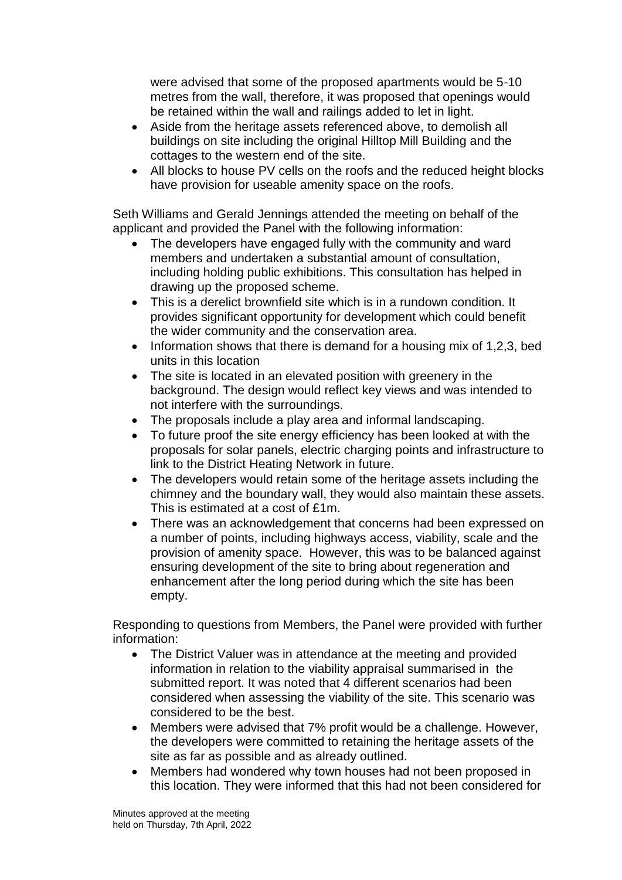were advised that some of the proposed apartments would be 5-10 metres from the wall, therefore, it was proposed that openings would be retained within the wall and railings added to let in light.

- Aside from the heritage assets referenced above, to demolish all buildings on site including the original Hilltop Mill Building and the cottages to the western end of the site.
- All blocks to house PV cells on the roofs and the reduced height blocks have provision for useable amenity space on the roofs.

Seth Williams and Gerald Jennings attended the meeting on behalf of the applicant and provided the Panel with the following information:

- The developers have engaged fully with the community and ward members and undertaken a substantial amount of consultation, including holding public exhibitions. This consultation has helped in drawing up the proposed scheme.
- This is a derelict brownfield site which is in a rundown condition. It provides significant opportunity for development which could benefit the wider community and the conservation area.
- Information shows that there is demand for a housing mix of 1,2,3, bed units in this location
- The site is located in an elevated position with greenery in the background. The design would reflect key views and was intended to not interfere with the surroundings.
- The proposals include a play area and informal landscaping.
- To future proof the site energy efficiency has been looked at with the proposals for solar panels, electric charging points and infrastructure to link to the District Heating Network in future.
- The developers would retain some of the heritage assets including the chimney and the boundary wall, they would also maintain these assets. This is estimated at a cost of £1m.
- There was an acknowledgement that concerns had been expressed on a number of points, including highways access, viability, scale and the provision of amenity space. However, this was to be balanced against ensuring development of the site to bring about regeneration and enhancement after the long period during which the site has been empty.

Responding to questions from Members, the Panel were provided with further information:

- The District Valuer was in attendance at the meeting and provided information in relation to the viability appraisal summarised in the submitted report. It was noted that 4 different scenarios had been considered when assessing the viability of the site. This scenario was considered to be the best.
- Members were advised that 7% profit would be a challenge. However, the developers were committed to retaining the heritage assets of the site as far as possible and as already outlined.
- Members had wondered why town houses had not been proposed in this location. They were informed that this had not been considered for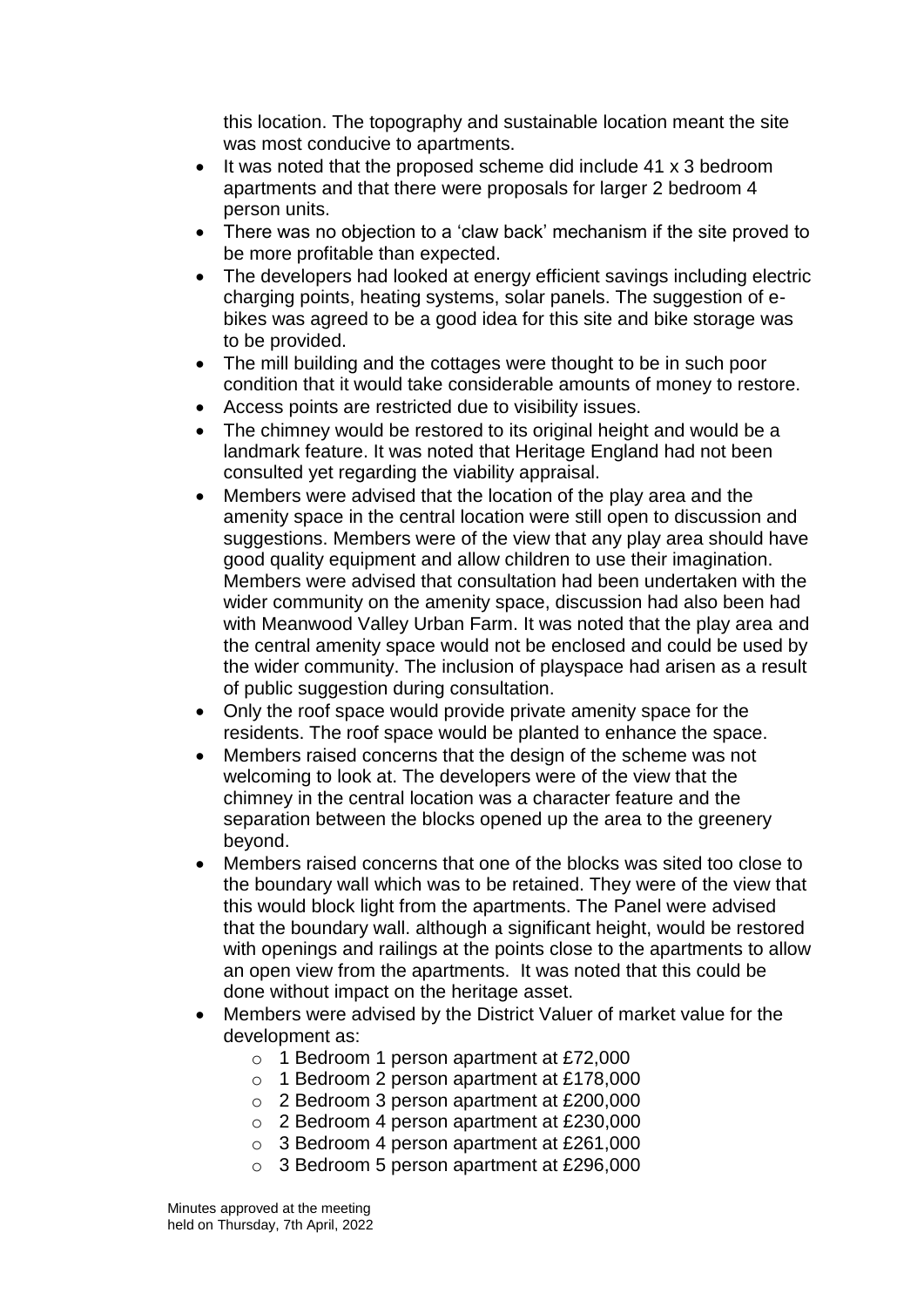this location. The topography and sustainable location meant the site was most conducive to apartments.

- It was noted that the proposed scheme did include 41 x 3 bedroom apartments and that there were proposals for larger 2 bedroom 4 person units.
- There was no objection to a 'claw back' mechanism if the site proved to be more profitable than expected.
- The developers had looked at energy efficient savings including electric charging points, heating systems, solar panels. The suggestion of e-bikes was agreed to be a good idea for this site and bike storage was to be provided.
- The mill building and the cottages were thought to be in such poor condition that it would take considerable amounts of money to restore.
- Access points are restricted due to visibility issues.
- The chimney would be restored to its original height and would be a landmark feature. It was noted that Heritage England had not been consulted yet regarding the viability appraisal.
- Members were advised that the location of the play area and the amenity space in the central location were still open to discussion and suggestions. Members were of the view that any play area should have good quality equipment and allow children to use their imagination. Members were advised that consultation had been undertaken with the wider community on the amenity space, discussion had also been had with Meanwood Valley Urban Farm. It was noted that the play area and the central amenity space would not be enclosed and could be used by the wider community. The inclusion of playspace had arisen as a result of public suggestion during consultation.
- Only the roof space would provide private amenity space for the residents. The roof space would be planted to enhance the space.
- Members raised concerns that the design of the scheme was not welcoming to look at. The developers were of the view that the chimney in the central location was a character feature and the separation between the blocks opened up the area to the greenery beyond.
- Members raised concerns that one of the blocks was sited too close to the boundary wall which was to be retained. They were of the view that this would block light from the apartments. The Panel were advised that the boundary wall. although a significant height, would be restored with openings and railings at the points close to the apartments to allow an open view from the apartments. It was noted that this could be done without impact on the heritage asset.
- Members were advised by the District Valuer of market value for the development as:
  - 1 Bedroom 1 person apartment at £72,000
  - 1 Bedroom 2 person apartment at £178,000
  - 2 Bedroom 3 person apartment at £200,000
  - 2 Bedroom 4 person apartment at £230,000
  - 3 Bedroom 4 person apartment at £261,000
  - 3 Bedroom 5 person apartment at £296,000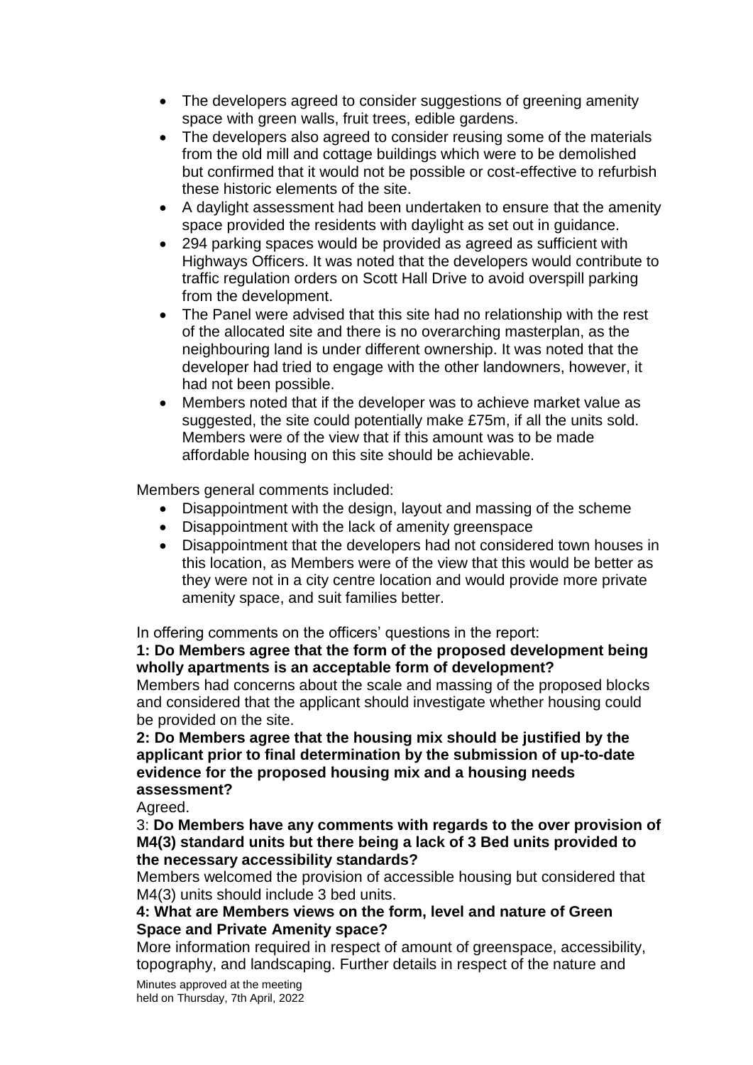- The developers agreed to consider suggestions of greening amenity space with green walls, fruit trees, edible gardens.
- The developers also agreed to consider reusing some of the materials from the old mill and cottage buildings which were to be demolished but confirmed that it would not be possible or cost-effective to refurbish these historic elements of the site.
- A daylight assessment had been undertaken to ensure that the amenity space provided the residents with daylight as set out in guidance.
- 294 parking spaces would be provided as agreed as sufficient with Highways Officers. It was noted that the developers would contribute to traffic regulation orders on Scott Hall Drive to avoid overspill parking from the development.
- The Panel were advised that this site had no relationship with the rest of the allocated site and there is no overarching masterplan, as the neighbouring land is under different ownership. It was noted that the developer had tried to engage with the other landowners, however, it had not been possible.
- Members noted that if the developer was to achieve market value as suggested, the site could potentially make £75m, if all the units sold. Members were of the view that if this amount was to be made affordable housing on this site should be achievable.

Members general comments included:

- Disappointment with the design, layout and massing of the scheme
- Disappointment with the lack of amenity greenspace
- Disappointment that the developers had not considered town houses in this location, as Members were of the view that this would be better as they were not in a city centre location and would provide more private amenity space, and suit families better.

In offering comments on the officers' questions in the report:

**1: Do Members agree that the form of the proposed development being wholly apartments is an acceptable form of development?**
Members had concerns about the scale and massing of the proposed blocks and considered that the applicant should investigate whether housing could be provided on the site.

**2: Do Members agree that the housing mix should be justified by the applicant prior to final determination by the submission of up-to-date evidence for the proposed housing mix and a housing needs assessment?**
Agreed.

3: **Do Members have any comments with regards to the over provision of M4(3) standard units but there being a lack of 3 Bed units provided to the necessary accessibility standards?**
Members welcomed the provision of accessible housing but considered that M4(3) units should include 3 bed units.

**4: What are Members views on the form, level and nature of Green Space and Private Amenity space?**
More information required in respect of amount of greenspace, accessibility, topography, and landscaping. Further details in respect of the nature and

Minutes approved at the meeting
held on Thursday, 7th April, 2022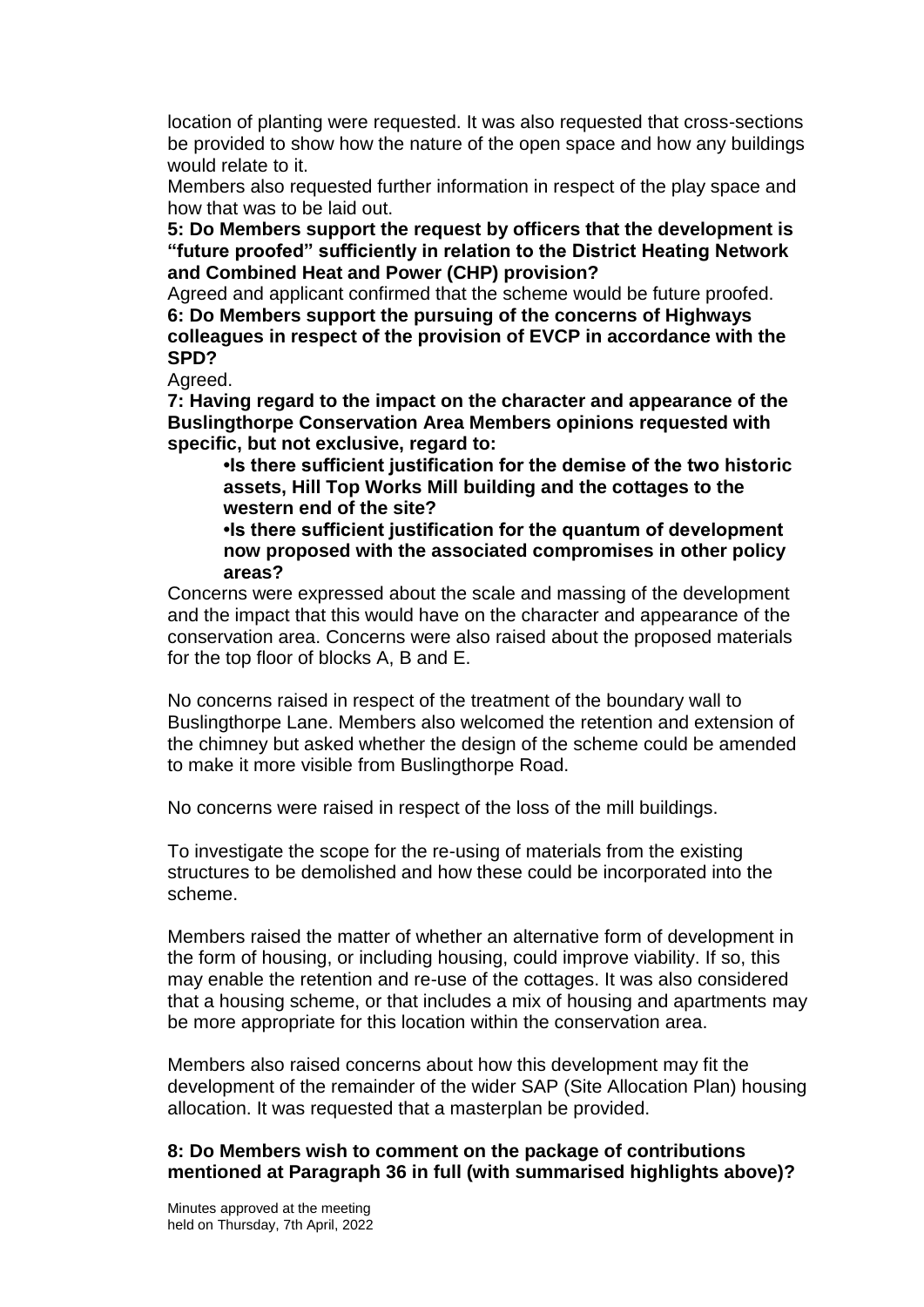location of planting were requested. It was also requested that cross-sections be provided to show how the nature of the open space and how any buildings would relate to it.

Members also requested further information in respect of the play space and how that was to be laid out.

**5: Do Members support the request by officers that the development is "future proofed" sufficiently in relation to the District Heating Network and Combined Heat and Power (CHP) provision?**

Agreed and applicant confirmed that the scheme would be future proofed.

**6: Do Members support the pursuing of the concerns of Highways colleagues in respect of the provision of EVCP in accordance with the SPD?**

Agreed.

**7: Having regard to the impact on the character and appearance of the Buslingthorpe Conservation Area Members opinions requested with specific, but not exclusive, regard to:**

- **Is there sufficient justification for the demise of the two historic assets, Hill Top Works Mill building and the cottages to the western end of the site?**
- **Is there sufficient justification for the quantum of development now proposed with the associated compromises in other policy areas?**

Concerns were expressed about the scale and massing of the development and the impact that this would have on the character and appearance of the conservation area. Concerns were also raised about the proposed materials for the top floor of blocks A, B and E.

No concerns raised in respect of the treatment of the boundary wall to Buslingthorpe Lane. Members also welcomed the retention and extension of the chimney but asked whether the design of the scheme could be amended to make it more visible from Buslingthorpe Road.

No concerns were raised in respect of the loss of the mill buildings.

To investigate the scope for the re-using of materials from the existing structures to be demolished and how these could be incorporated into the scheme.

Members raised the matter of whether an alternative form of development in the form of housing, or including housing, could improve viability. If so, this may enable the retention and re-use of the cottages. It was also considered that a housing scheme, or that includes a mix of housing and apartments may be more appropriate for this location within the conservation area.

Members also raised concerns about how this development may fit the development of the remainder of the wider SAP (Site Allocation Plan) housing allocation. It was requested that a masterplan be provided.

**8: Do Members wish to comment on the package of contributions mentioned at Paragraph 36 in full (with summarised highlights above)?**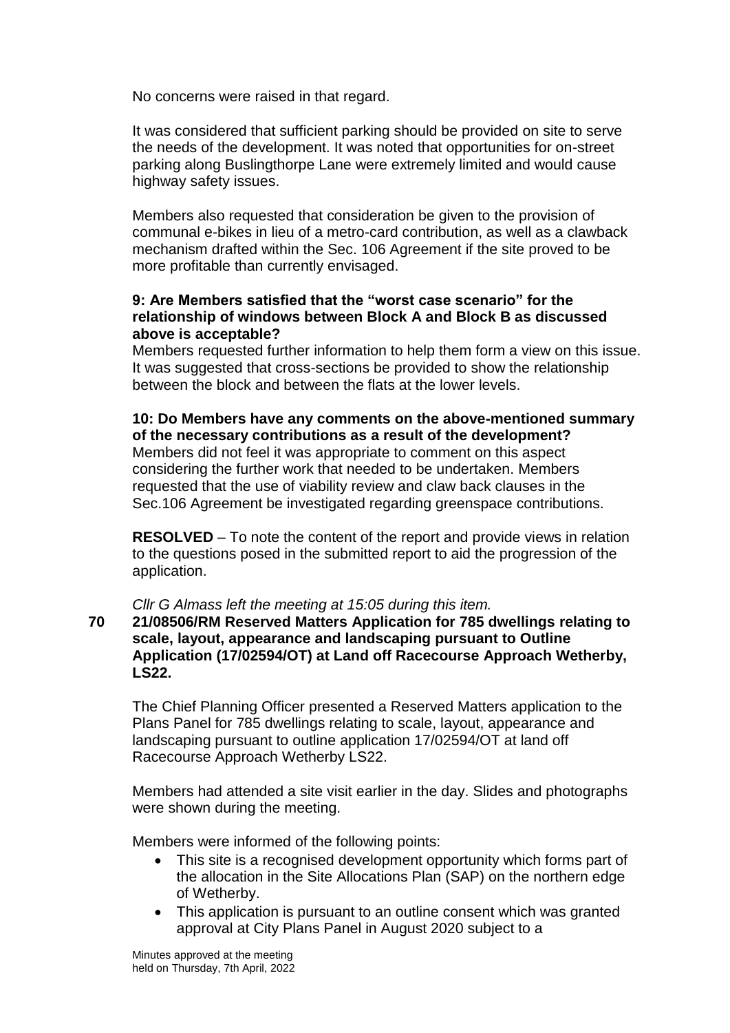No concerns were raised in that regard.

It was considered that sufficient parking should be provided on site to serve the needs of the development. It was noted that opportunities for on-street parking along Buslingthorpe Lane were extremely limited and would cause highway safety issues.

Members also requested that consideration be given to the provision of communal e-bikes in lieu of a metro-card contribution, as well as a clawback mechanism drafted within the Sec. 106 Agreement if the site proved to be more profitable than currently envisaged.

**9: Are Members satisfied that the "worst case scenario" for the relationship of windows between Block A and Block B as discussed above is acceptable?**

Members requested further information to help them form a view on this issue. It was suggested that cross-sections be provided to show the relationship between the block and between the flats at the lower levels.

**10: Do Members have any comments on the above-mentioned summary of the necessary contributions as a result of the development?**

Members did not feel it was appropriate to comment on this aspect considering the further work that needed to be undertaken. Members requested that the use of viability review and claw back clauses in the Sec.106 Agreement be investigated regarding greenspace contributions.

**RESOLVED** – To note the content of the report and provide views in relation to the questions posed in the submitted report to aid the progression of the application.

*Cllr G Almass left the meeting at 15:05 during this item.*

**70 21/08506/RM Reserved Matters Application for 785 dwellings relating to scale, layout, appearance and landscaping pursuant to Outline Application (17/02594/OT) at Land off Racecourse Approach Wetherby, LS22.**

The Chief Planning Officer presented a Reserved Matters application to the Plans Panel for 785 dwellings relating to scale, layout, appearance and landscaping pursuant to outline application 17/02594/OT at land off Racecourse Approach Wetherby LS22.

Members had attended a site visit earlier in the day. Slides and photographs were shown during the meeting.

Members were informed of the following points:

- This site is a recognised development opportunity which forms part of the allocation in the Site Allocations Plan (SAP) on the northern edge of Wetherby.
- This application is pursuant to an outline consent which was granted approval at City Plans Panel in August 2020 subject to a

Minutes approved at the meeting held on Thursday, 7th April, 2022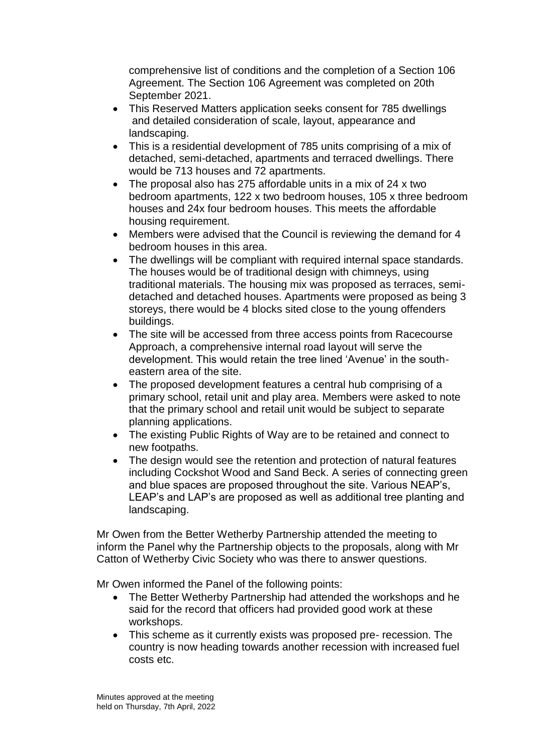comprehensive list of conditions and the completion of a Section 106 Agreement. The Section 106 Agreement was completed on 20th September 2021.

- This Reserved Matters application seeks consent for 785 dwellings and detailed consideration of scale, layout, appearance and landscaping.
- This is a residential development of 785 units comprising of a mix of detached, semi-detached, apartments and terraced dwellings. There would be 713 houses and 72 apartments.
- The proposal also has 275 affordable units in a mix of 24 x two bedroom apartments, 122 x two bedroom houses, 105 x three bedroom houses and 24x four bedroom houses. This meets the affordable housing requirement.
- Members were advised that the Council is reviewing the demand for 4 bedroom houses in this area.
- The dwellings will be compliant with required internal space standards. The houses would be of traditional design with chimneys, using traditional materials. The housing mix was proposed as terraces, semi-detached and detached houses. Apartments were proposed as being 3 storeys, there would be 4 blocks sited close to the young offenders buildings.
- The site will be accessed from three access points from Racecourse Approach, a comprehensive internal road layout will serve the development. This would retain the tree lined 'Avenue' in the south-eastern area of the site.
- The proposed development features a central hub comprising of a primary school, retail unit and play area. Members were asked to note that the primary school and retail unit would be subject to separate planning applications.
- The existing Public Rights of Way are to be retained and connect to new footpaths.
- The design would see the retention and protection of natural features including Cockshot Wood and Sand Beck. A series of connecting green and blue spaces are proposed throughout the site. Various NEAP's, LEAP's and LAP's are proposed as well as additional tree planting and landscaping.

Mr Owen from the Better Wetherby Partnership attended the meeting to inform the Panel why the Partnership objects to the proposals, along with Mr Catton of Wetherby Civic Society who was there to answer questions.

Mr Owen informed the Panel of the following points:

- The Better Wetherby Partnership had attended the workshops and he said for the record that officers had provided good work at these workshops.
- This scheme as it currently exists was proposed pre- recession. The country is now heading towards another recession with increased fuel costs etc.

Minutes approved at the meeting held on Thursday, 7th April, 2022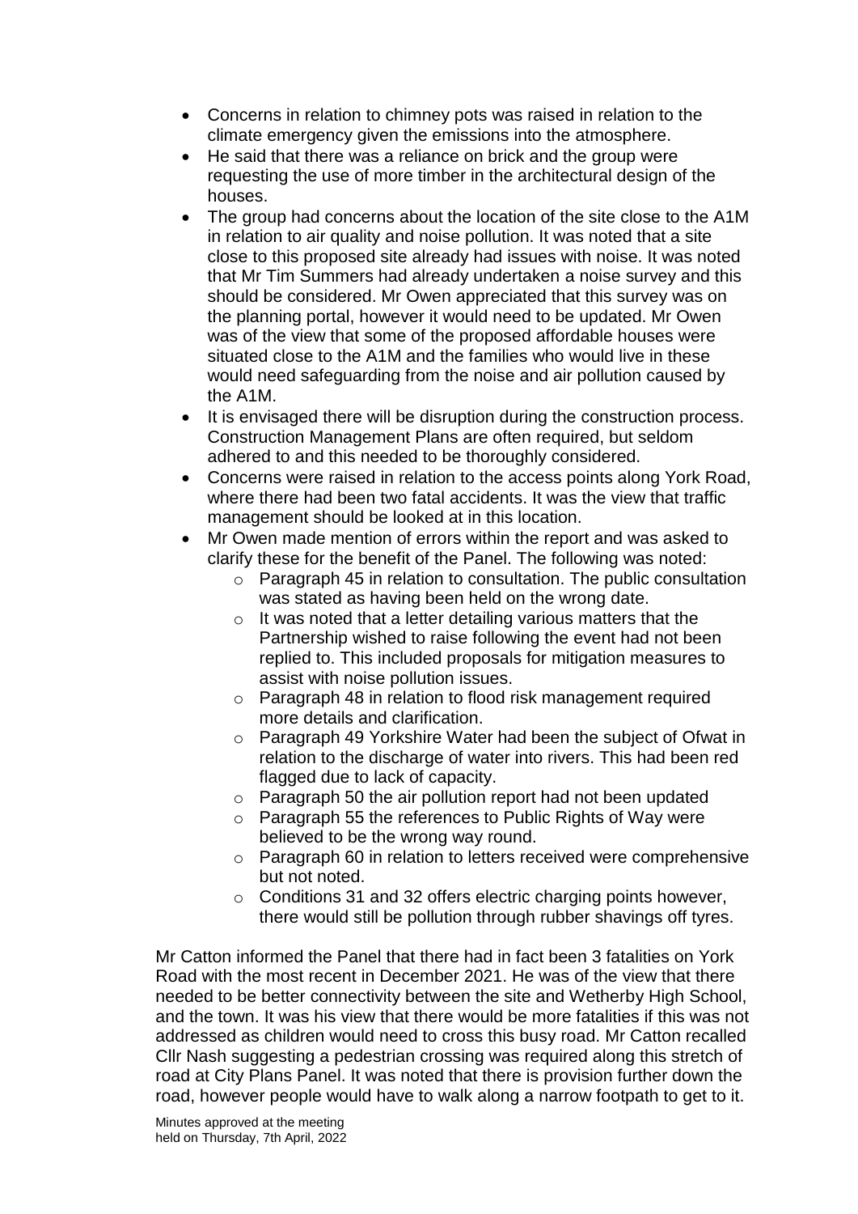- Concerns in relation to chimney pots was raised in relation to the climate emergency given the emissions into the atmosphere.
- He said that there was a reliance on brick and the group were requesting the use of more timber in the architectural design of the houses.
- The group had concerns about the location of the site close to the A1M in relation to air quality and noise pollution. It was noted that a site close to this proposed site already had issues with noise. It was noted that Mr Tim Summers had already undertaken a noise survey and this should be considered. Mr Owen appreciated that this survey was on the planning portal, however it would need to be updated. Mr Owen was of the view that some of the proposed affordable houses were situated close to the A1M and the families who would live in these would need safeguarding from the noise and air pollution caused by the A1M.
- It is envisaged there will be disruption during the construction process. Construction Management Plans are often required, but seldom adhered to and this needed to be thoroughly considered.
- Concerns were raised in relation to the access points along York Road, where there had been two fatal accidents. It was the view that traffic management should be looked at in this location.
- Mr Owen made mention of errors within the report and was asked to clarify these for the benefit of the Panel. The following was noted:
    - Paragraph 45 in relation to consultation. The public consultation was stated as having been held on the wrong date.
    - It was noted that a letter detailing various matters that the Partnership wished to raise following the event had not been replied to. This included proposals for mitigation measures to assist with noise pollution issues.
    - Paragraph 48 in relation to flood risk management required more details and clarification.
    - Paragraph 49 Yorkshire Water had been the subject of Ofwat in relation to the discharge of water into rivers. This had been red flagged due to lack of capacity.
    - Paragraph 50 the air pollution report had not been updated
    - Paragraph 55 the references to Public Rights of Way were believed to be the wrong way round.
    - Paragraph 60 in relation to letters received were comprehensive but not noted.
    - Conditions 31 and 32 offers electric charging points however, there would still be pollution through rubber shavings off tyres.

Mr Catton informed the Panel that there had in fact been 3 fatalities on York Road with the most recent in December 2021. He was of the view that there needed to be better connectivity between the site and Wetherby High School, and the town. It was his view that there would be more fatalities if this was not addressed as children would need to cross this busy road. Mr Catton recalled Cllr Nash suggesting a pedestrian crossing was required along this stretch of road at City Plans Panel. It was noted that there is provision further down the road, however people would have to walk along a narrow footpath to get to it.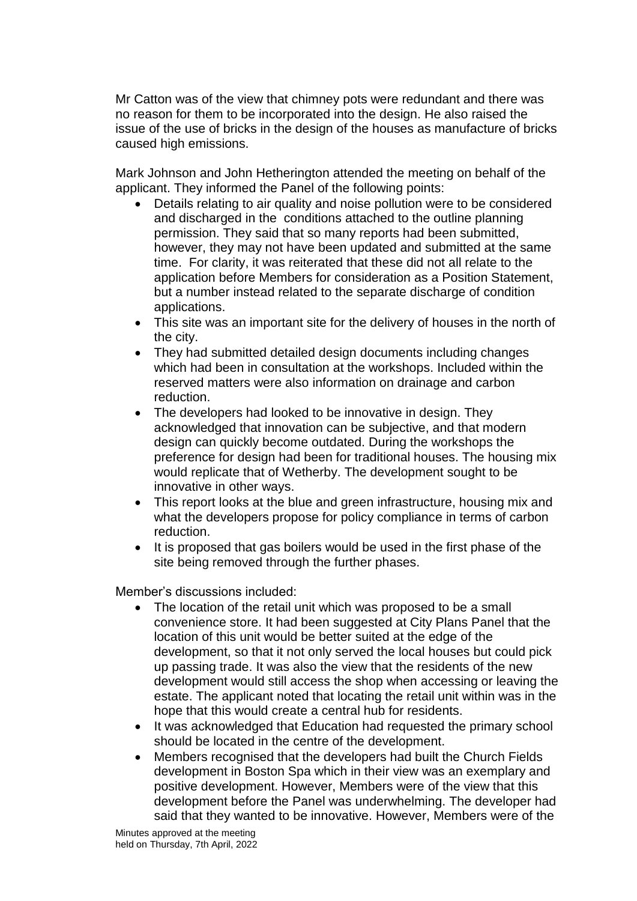Mr Catton was of the view that chimney pots were redundant and there was no reason for them to be incorporated into the design. He also raised the issue of the use of bricks in the design of the houses as manufacture of bricks caused high emissions.

Mark Johnson and John Hetherington attended the meeting on behalf of the applicant. They informed the Panel of the following points:

- Details relating to air quality and noise pollution were to be considered and discharged in the conditions attached to the outline planning permission. They said that so many reports had been submitted, however, they may not have been updated and submitted at the same time. For clarity, it was reiterated that these did not all relate to the application before Members for consideration as a Position Statement, but a number instead related to the separate discharge of condition applications.
- This site was an important site for the delivery of houses in the north of the city.
- They had submitted detailed design documents including changes which had been in consultation at the workshops. Included within the reserved matters were also information on drainage and carbon reduction.
- The developers had looked to be innovative in design. They acknowledged that innovation can be subjective, and that modern design can quickly become outdated. During the workshops the preference for design had been for traditional houses. The housing mix would replicate that of Wetherby. The development sought to be innovative in other ways.
- This report looks at the blue and green infrastructure, housing mix and what the developers propose for policy compliance in terms of carbon reduction.
- It is proposed that gas boilers would be used in the first phase of the site being removed through the further phases.

Member's discussions included:

- The location of the retail unit which was proposed to be a small convenience store. It had been suggested at City Plans Panel that the location of this unit would be better suited at the edge of the development, so that it not only served the local houses but could pick up passing trade. It was also the view that the residents of the new development would still access the shop when accessing or leaving the estate. The applicant noted that locating the retail unit within was in the hope that this would create a central hub for residents.
- It was acknowledged that Education had requested the primary school should be located in the centre of the development.
- Members recognised that the developers had built the Church Fields development in Boston Spa which in their view was an exemplary and positive development. However, Members were of the view that this development before the Panel was underwhelming. The developer had said that they wanted to be innovative. However, Members were of the

Minutes approved at the meeting
held on Thursday, 7th April, 2022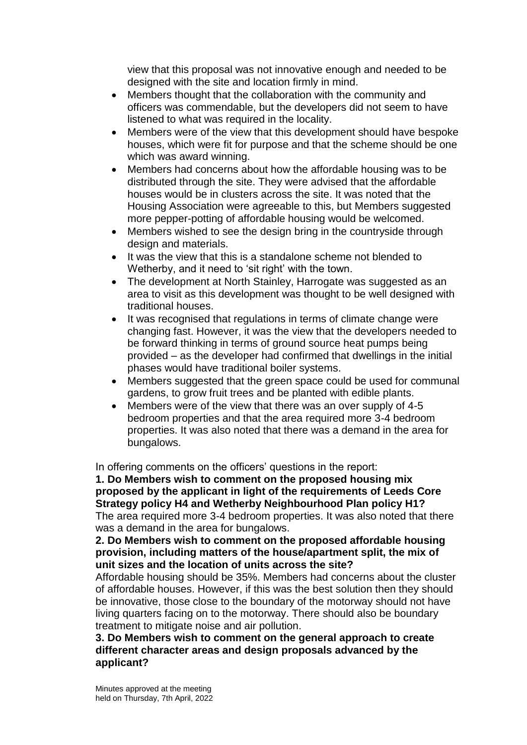view that this proposal was not innovative enough and needed to be designed with the site and location firmly in mind.

- Members thought that the collaboration with the community and officers was commendable, but the developers did not seem to have listened to what was required in the locality.
- Members were of the view that this development should have bespoke houses, which were fit for purpose and that the scheme should be one which was award winning.
- Members had concerns about how the affordable housing was to be distributed through the site. They were advised that the affordable houses would be in clusters across the site. It was noted that the Housing Association were agreeable to this, but Members suggested more pepper-potting of affordable housing would be welcomed.
- Members wished to see the design bring in the countryside through design and materials.
- It was the view that this is a standalone scheme not blended to Wetherby, and it need to 'sit right' with the town.
- The development at North Stainley, Harrogate was suggested as an area to visit as this development was thought to be well designed with traditional houses.
- It was recognised that regulations in terms of climate change were changing fast. However, it was the view that the developers needed to be forward thinking in terms of ground source heat pumps being provided – as the developer had confirmed that dwellings in the initial phases would have traditional boiler systems.
- Members suggested that the green space could be used for communal gardens, to grow fruit trees and be planted with edible plants.
- Members were of the view that there was an over supply of 4-5 bedroom properties and that the area required more 3-4 bedroom properties. It was also noted that there was a demand in the area for bungalows.

In offering comments on the officers' questions in the report:

**1. Do Members wish to comment on the proposed housing mix proposed by the applicant in light of the requirements of Leeds Core Strategy policy H4 and Wetherby Neighbourhood Plan policy H1?**

The area required more 3-4 bedroom properties. It was also noted that there was a demand in the area for bungalows.

**2. Do Members wish to comment on the proposed affordable housing provision, including matters of the house/apartment split, the mix of unit sizes and the location of units across the site?**

Affordable housing should be 35%. Members had concerns about the cluster of affordable houses. However, if this was the best solution then they should be innovative, those close to the boundary of the motorway should not have living quarters facing on to the motorway. There should also be boundary treatment to mitigate noise and air pollution.

**3. Do Members wish to comment on the general approach to create different character areas and design proposals advanced by the applicant?**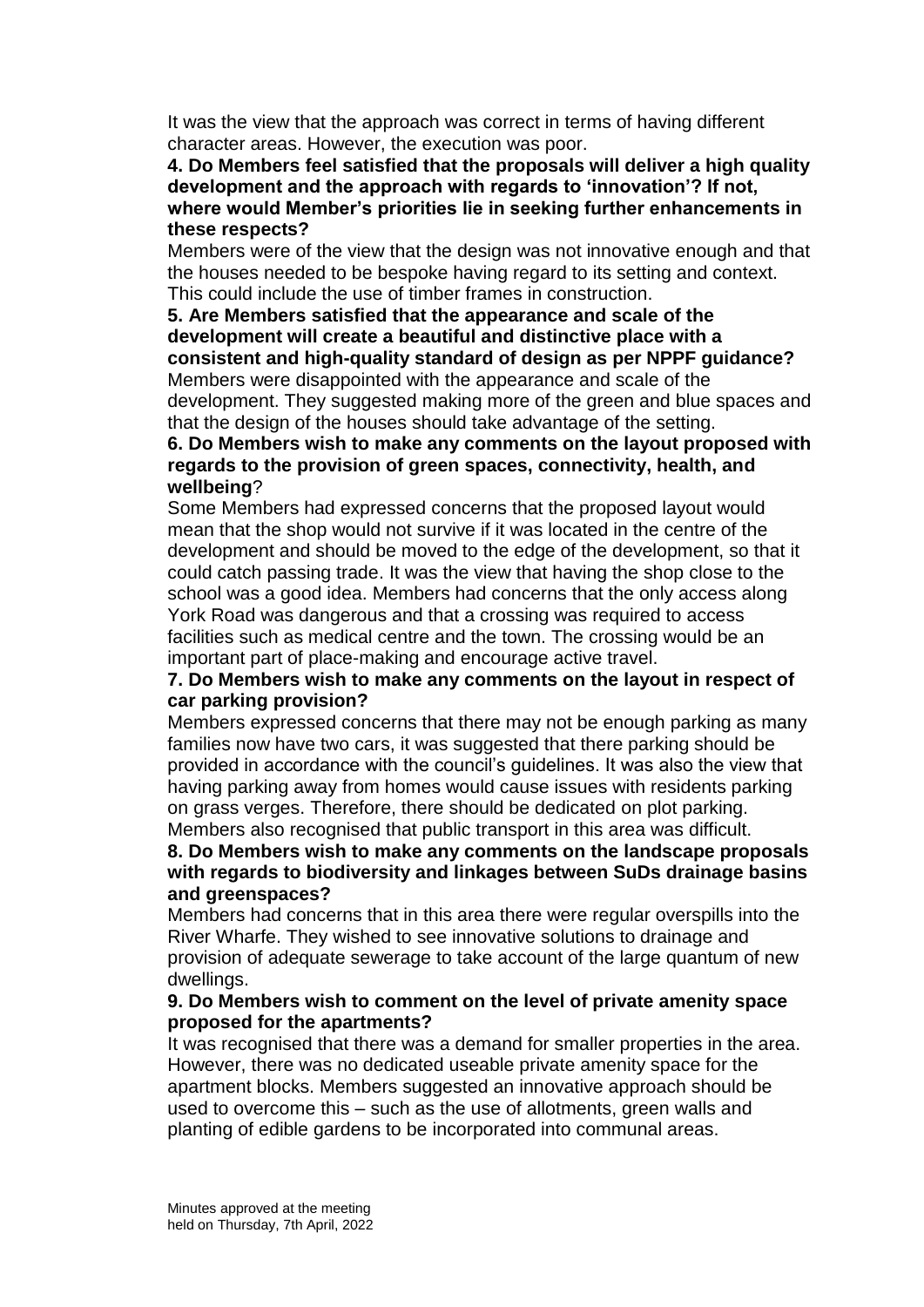It was the view that the approach was correct in terms of having different character areas. However, the execution was poor.

**4. Do Members feel satisfied that the proposals will deliver a high quality development and the approach with regards to 'innovation'? If not, where would Member's priorities lie in seeking further enhancements in these respects?**

Members were of the view that the design was not innovative enough and that the houses needed to be bespoke having regard to its setting and context. This could include the use of timber frames in construction.

**5. Are Members satisfied that the appearance and scale of the development will create a beautiful and distinctive place with a consistent and high-quality standard of design as per NPPF guidance?**

Members were disappointed with the appearance and scale of the development. They suggested making more of the green and blue spaces and that the design of the houses should take advantage of the setting.

**6. Do Members wish to make any comments on the layout proposed with regards to the provision of green spaces, connectivity, health, and wellbeing**?

Some Members had expressed concerns that the proposed layout would mean that the shop would not survive if it was located in the centre of the development and should be moved to the edge of the development, so that it could catch passing trade. It was the view that having the shop close to the school was a good idea. Members had concerns that the only access along York Road was dangerous and that a crossing was required to access facilities such as medical centre and the town. The crossing would be an important part of place-making and encourage active travel.

**7. Do Members wish to make any comments on the layout in respect of car parking provision?**

Members expressed concerns that there may not be enough parking as many families now have two cars, it was suggested that there parking should be provided in accordance with the council's guidelines. It was also the view that having parking away from homes would cause issues with residents parking on grass verges. Therefore, there should be dedicated on plot parking. Members also recognised that public transport in this area was difficult.

**8. Do Members wish to make any comments on the landscape proposals with regards to biodiversity and linkages between SuDs drainage basins and greenspaces?**

Members had concerns that in this area there were regular overspills into the River Wharfe. They wished to see innovative solutions to drainage and provision of adequate sewerage to take account of the large quantum of new dwellings.

**9. Do Members wish to comment on the level of private amenity space proposed for the apartments?**

It was recognised that there was a demand for smaller properties in the area. However, there was no dedicated useable private amenity space for the apartment blocks. Members suggested an innovative approach should be used to overcome this – such as the use of allotments, green walls and planting of edible gardens to be incorporated into communal areas.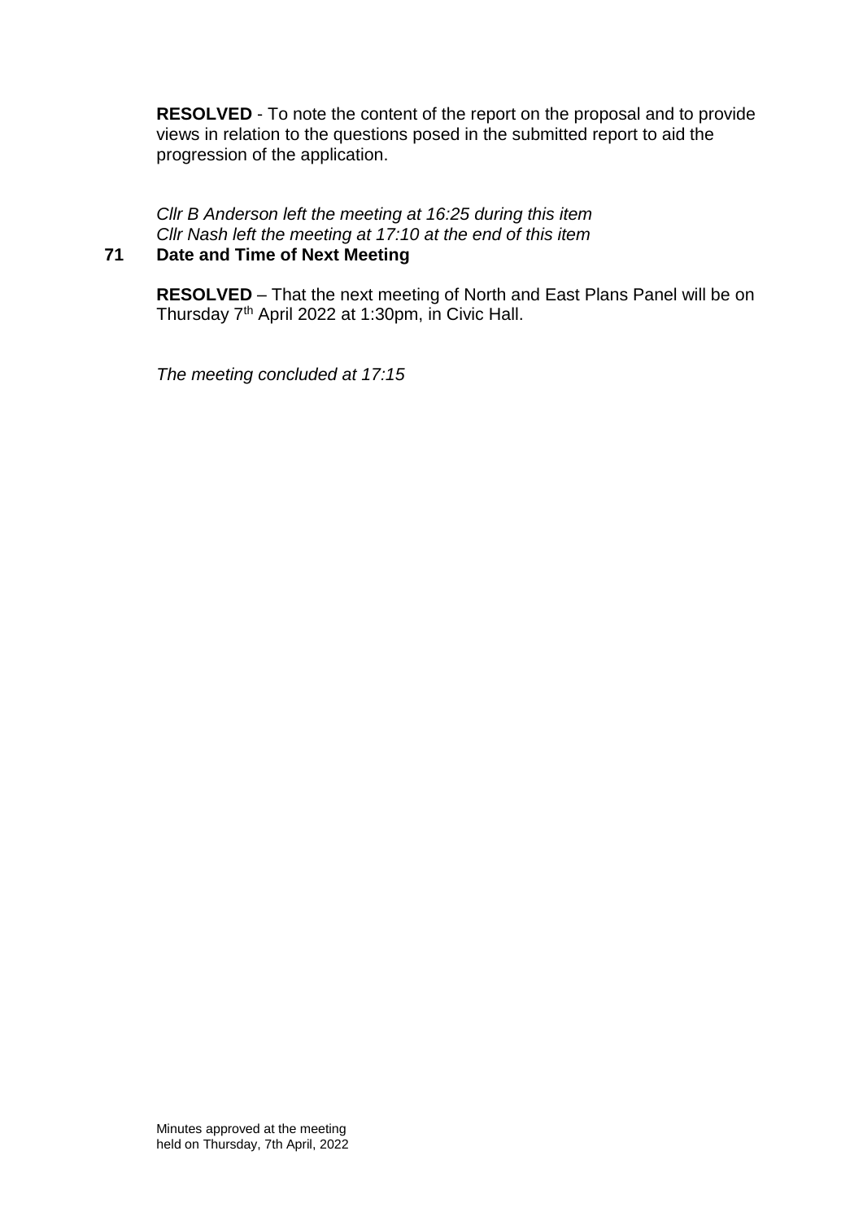**RESOLVED** - To note the content of the report on the proposal and to provide views in relation to the questions posed in the submitted report to aid the progression of the application.

*Cllr B Anderson left the meeting at 16:25 during this item*
*Cllr Nash left the meeting at 17:10 at the end of this item*

## 71 Date and Time of Next Meeting

**RESOLVED** – That the next meeting of North and East Plans Panel will be on Thursday 7th April 2022 at 1:30pm, in Civic Hall.

*The meeting concluded at 17:15*

Minutes approved at the meeting
held on Thursday, 7th April, 2022